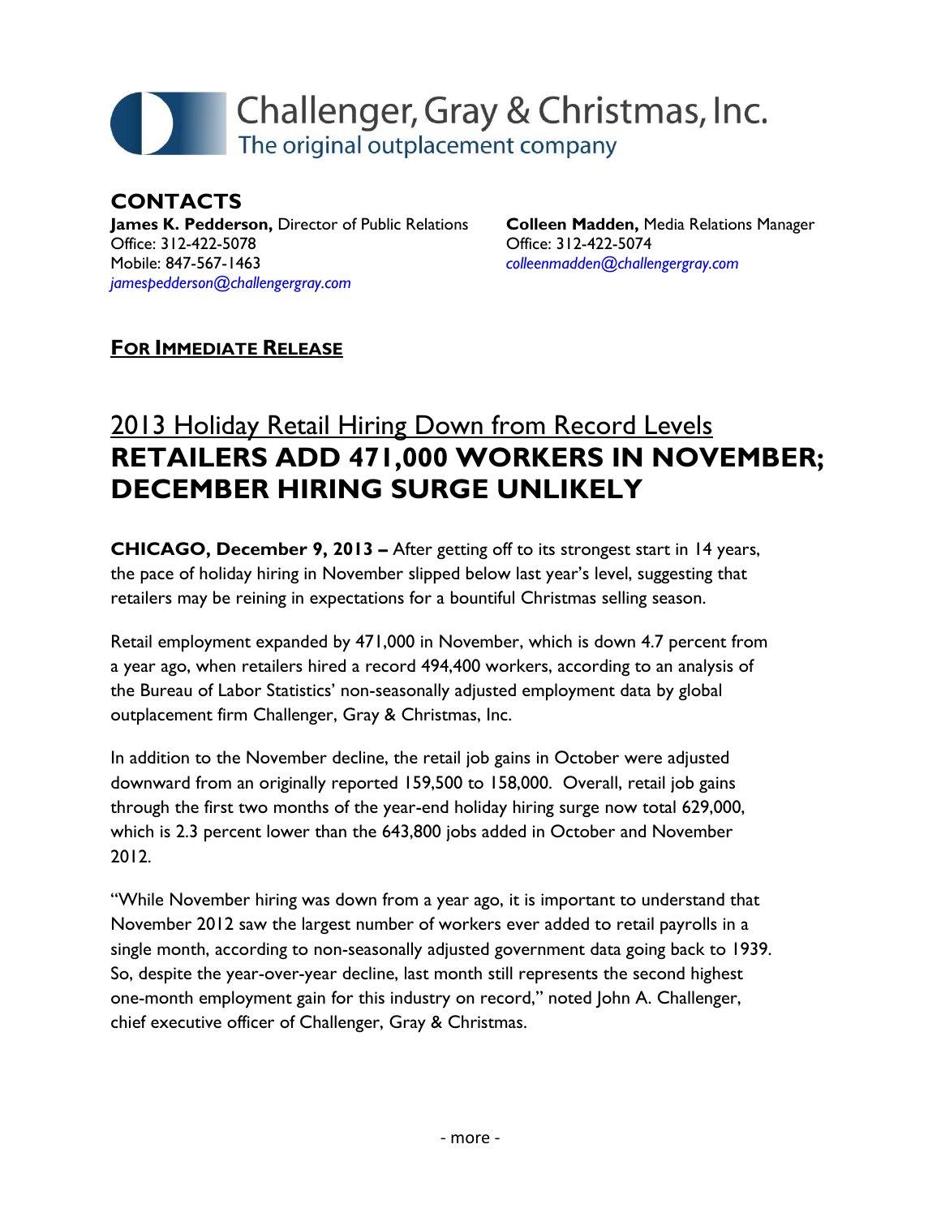# Challenger, Gray & Christmas, Inc.
The original outplacement company

**CONTACTS**

**James K. Pedderson,** Director of Public Relations
Office: 312-422-5078
Mobile: 847-567-1463
*jamespedderson@challengergray.com*

**Colleen Madden,** Media Relations Manager
Office: 312-422-5074
*colleenmadden@challengergray.com*

**FOR IMMEDIATE RELEASE**

## 2013 Holiday Retail Hiring Down from Record Levels

# RETAILERS ADD 471,000 WORKERS IN NOVEMBER; DECEMBER HIRING SURGE UNLIKELY

**CHICAGO, December 9, 2013 –** After getting off to its strongest start in 14 years, the pace of holiday hiring in November slipped below last year's level, suggesting that retailers may be reining in expectations for a bountiful Christmas selling season.

Retail employment expanded by 471,000 in November, which is down 4.7 percent from a year ago, when retailers hired a record 494,400 workers, according to an analysis of the Bureau of Labor Statistics' non-seasonally adjusted employment data by global outplacement firm Challenger, Gray & Christmas, Inc.

In addition to the November decline, the retail job gains in October were adjusted downward from an originally reported 159,500 to 158,000. Overall, retail job gains through the first two months of the year-end holiday hiring surge now total 629,000, which is 2.3 percent lower than the 643,800 jobs added in October and November 2012.

"While November hiring was down from a year ago, it is important to understand that November 2012 saw the largest number of workers ever added to retail payrolls in a single month, according to non-seasonally adjusted government data going back to 1939. So, despite the year-over-year decline, last month still represents the second highest one-month employment gain for this industry on record," noted John A. Challenger, chief executive officer of Challenger, Gray & Christmas.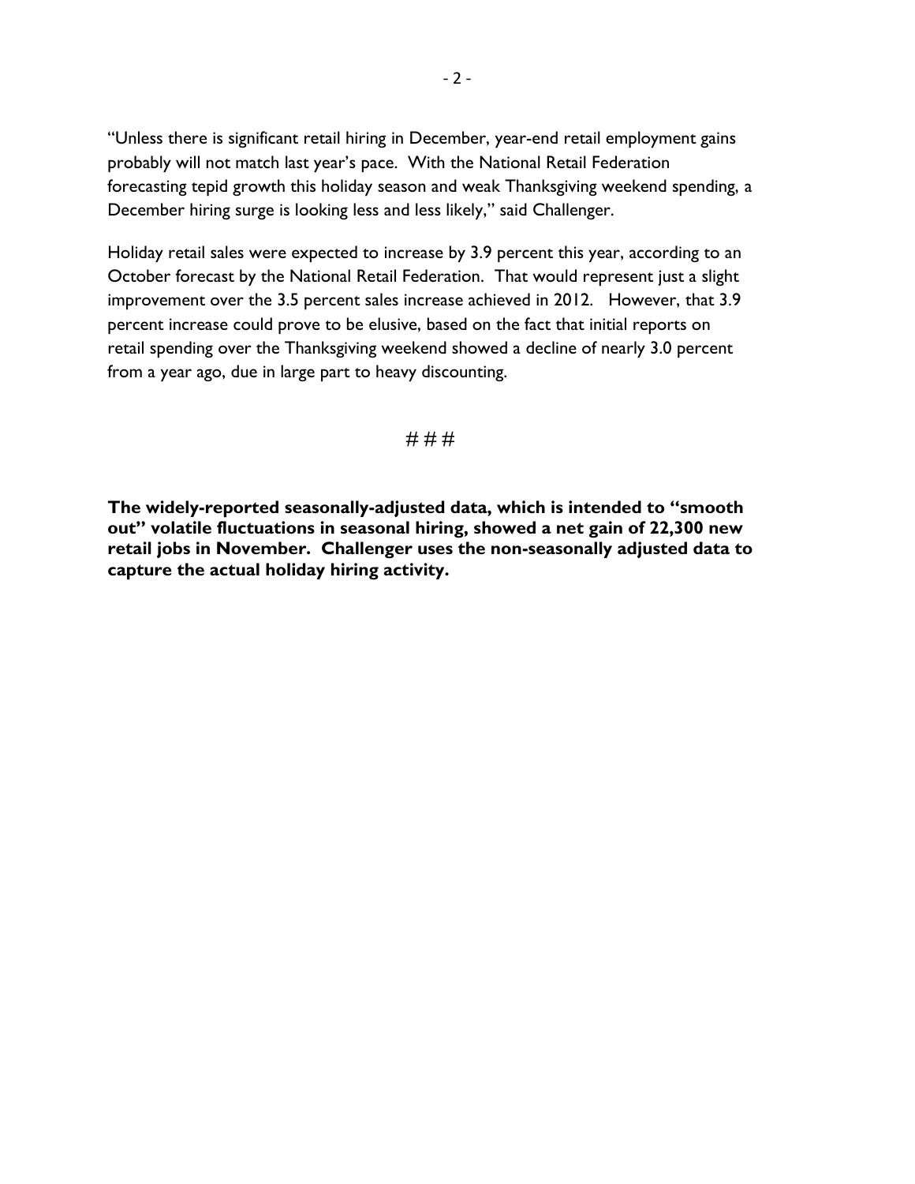"Unless there is significant retail hiring in December, year-end retail employment gains probably will not match last year's pace. With the National Retail Federation forecasting tepid growth this holiday season and weak Thanksgiving weekend spending, a December hiring surge is looking less and less likely," said Challenger.

Holiday retail sales were expected to increase by 3.9 percent this year, according to an October forecast by the National Retail Federation. That would represent just a slight improvement over the 3.5 percent sales increase achieved in 2012. However, that 3.9 percent increase could prove to be elusive, based on the fact that initial reports on retail spending over the Thanksgiving weekend showed a decline of nearly 3.0 percent from a year ago, due in large part to heavy discounting.

# # #

**The widely-reported seasonally-adjusted data, which is intended to "smooth out" volatile fluctuations in seasonal hiring, showed a net gain of 22,300 new retail jobs in November. Challenger uses the non-seasonally adjusted data to capture the actual holiday hiring activity.**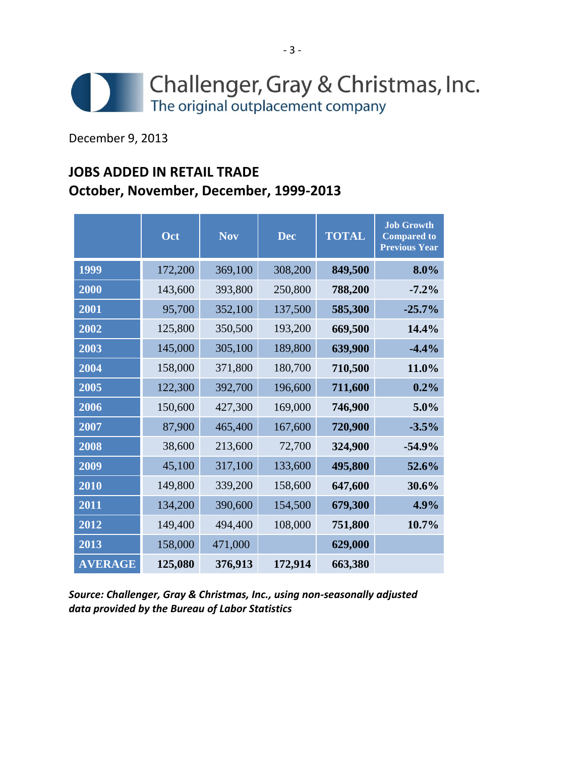Challenger, Gray & Christmas, Inc.
The original outplacement company

December 9, 2013

## JOBS ADDED IN RETAIL TRADE
## October, November, December, 1999-2013

| | Oct | Nov | Dec | TOTAL | Job Growth Compared to Previous Year |
|---|---|---|---|---|---|
| **1999** | 172,200 | 369,100 | 308,200 | **849,500** | **8.0%** |
| **2000** | 143,600 | 393,800 | 250,800 | **788,200** | **-7.2%** |
| **2001** | 95,700 | 352,100 | 137,500 | **585,300** | **-25.7%** |
| **2002** | 125,800 | 350,500 | 193,200 | **669,500** | **14.4%** |
| **2003** | 145,000 | 305,100 | 189,800 | **639,900** | **-4.4%** |
| **2004** | 158,000 | 371,800 | 180,700 | **710,500** | **11.0%** |
| **2005** | 122,300 | 392,700 | 196,600 | **711,600** | **0.2%** |
| **2006** | 150,600 | 427,300 | 169,000 | **746,900** | **5.0%** |
| **2007** | 87,900 | 465,400 | 167,600 | **720,900** | **-3.5%** |
| **2008** | 38,600 | 213,600 | 72,700 | **324,900** | **-54.9%** |
| **2009** | 45,100 | 317,100 | 133,600 | **495,800** | **52.6%** |
| **2010** | 149,800 | 339,200 | 158,600 | **647,600** | **30.6%** |
| **2011** | 134,200 | 390,600 | 154,500 | **679,300** | **4.9%** |
| **2012** | 149,400 | 494,400 | 108,000 | **751,800** | **10.7%** |
| **2013** | 158,000 | 471,000 | | **629,000** | |
| **AVERAGE** | **125,080** | **376,913** | **172,914** | **663,380** | |

***Source: Challenger, Gray & Christmas, Inc., using non-seasonally adjusted data provided by the Bureau of Labor Statistics***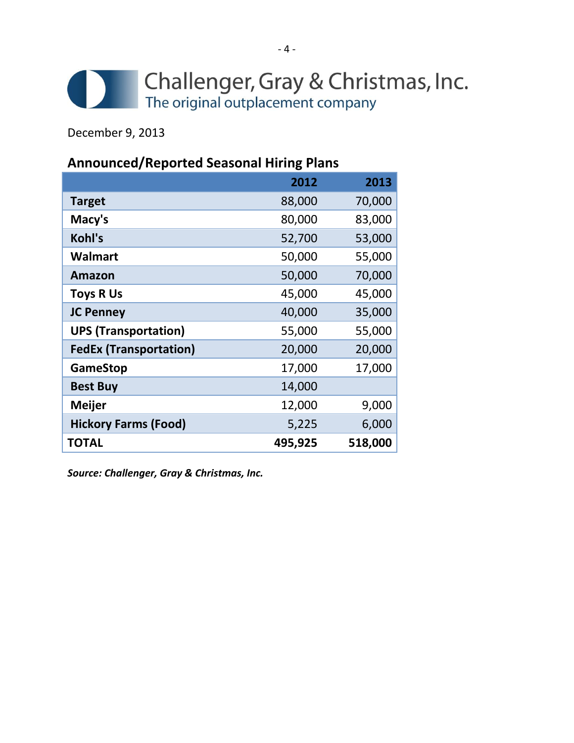Challenger, Gray & Christmas, Inc.
The original outplacement company

December 9, 2013

## Announced/Reported Seasonal Hiring Plans

| | 2012 | 2013 |
|---|---|---|
| **Target** | 88,000 | 70,000 |
| **Macy's** | 80,000 | 83,000 |
| **Kohl's** | 52,700 | 53,000 |
| **Walmart** | 50,000 | 55,000 |
| **Amazon** | 50,000 | 70,000 |
| **Toys R Us** | 45,000 | 45,000 |
| **JC Penney** | 40,000 | 35,000 |
| **UPS (Transportation)** | 55,000 | 55,000 |
| **FedEx (Transportation)** | 20,000 | 20,000 |
| **GameStop** | 17,000 | 17,000 |
| **Best Buy** | 14,000 | |
| **Meijer** | 12,000 | 9,000 |
| **Hickory Farms (Food)** | 5,225 | 6,000 |
| **TOTAL** | **495,925** | **518,000** |

***Source: Challenger, Gray & Christmas, Inc.***